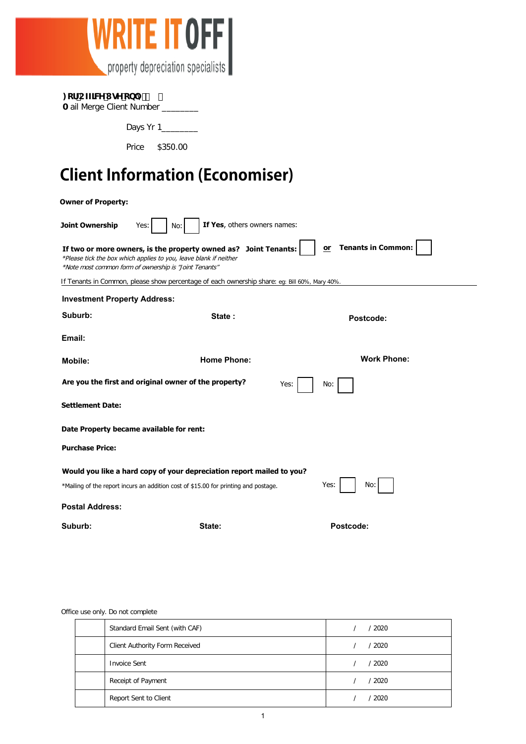**WRITE IT OFF**
property depreciation specialists

)RU2IILFH8VHRQO
0ail Merge Client Number ________

Days Yr 1________

Price $350.00

# Client Information (Economiser)

**Owner of Property:**

**Joint Ownership** Yes: ☐ No: ☐ **If Yes**, others owners names:

**If two or more owners, is the property owned as? Joint Tenants:** ☐ **or** **Tenants in Common:** ☐

*\*Please tick the box which applies to you, leave blank if neither*

*\*Note most common form of ownership is "Joint Tenants"*

If Tenants in Common, please show percentage of each ownership share: eg: Bill 60%, Mary 40%.

**Investment Property Address:**

**Suburb:** **State :** **Postcode:**

**Email:**

**Mobile:** **Home Phone:** **Work Phone:**

**Are you the first and original owner of the property?** Yes: ☐ No: ☐

**Settlement Date:**

**Date Property became available for rent:**

**Purchase Price:**

**Would you like a hard copy of your depreciation report mailed to you?**

\*Mailing of the report incurs an addition cost of $15.00 for printing and postage. Yes: ☐ No: ☐

**Postal Address:**

**Suburb:** **State:** **Postcode:**

Office use only. Do not complete

| | | |
|---|---|---|
| | Standard Email Sent (with CAF) | / / 2020 |
| | Client Authority Form Received | / / 2020 |
| | Invoice Sent | / / 2020 |
| | Receipt of Payment | / / 2020 |
| | Report Sent to Client | / / 2020 |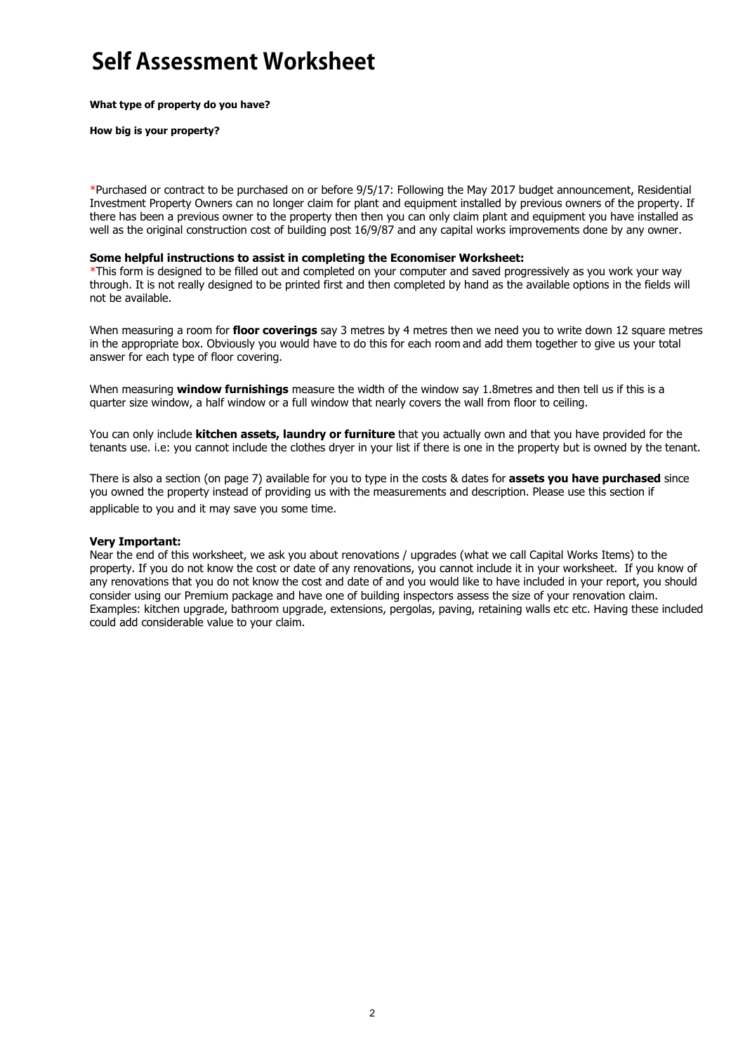# Self Assessment Worksheet

**What type of property do you have?**

**How big is your property?**

*Purchased or contract to be purchased on or before 9/5/17: Following the May 2017 budget announcement, Residential Investment Property Owners can no longer claim for plant and equipment installed by previous owners of the property. If there has been a previous owner to the property then then you can only claim plant and equipment you have installed as well as the original construction cost of building post 16/9/87 and any capital works improvements done by any owner.

**Some helpful instructions to assist in completing the Economiser Worksheet:**

*This form is designed to be filled out and completed on your computer and saved progressively as you work your way through. It is not really designed to be printed first and then completed by hand as the available options in the fields will not be available.

When measuring a room for **floor coverings** say 3 metres by 4 metres then we need you to write down 12 square metres in the appropriate box. Obviously you would have to do this for each room and add them together to give us your total answer for each type of floor covering.

When measuring **window furnishings** measure the width of the window say 1.8metres and then tell us if this is a quarter size window, a half window or a full window that nearly covers the wall from floor to ceiling.

You can only include **kitchen assets, laundry or furniture** that you actually own and that you have provided for the tenants use. i.e: you cannot include the clothes dryer in your list if there is one in the property but is owned by the tenant.

There is also a section (on page 7) available for you to type in the costs & dates for **assets you have purchased** since you owned the property instead of providing us with the measurements and description. Please use this section if applicable to you and it may save you some time.

**Very Important:**

Near the end of this worksheet, we ask you about renovations / upgrades (what we call Capital Works Items) to the property. If you do not know the cost or date of any renovations, you cannot include it in your worksheet. If you know of any renovations that you do not know the cost and date of and you would like to have included in your report, you should consider using our Premium package and have one of building inspectors assess the size of your renovation claim. Examples: kitchen upgrade, bathroom upgrade, extensions, pergolas, paving, retaining walls etc etc. Having these included could add considerable value to your claim.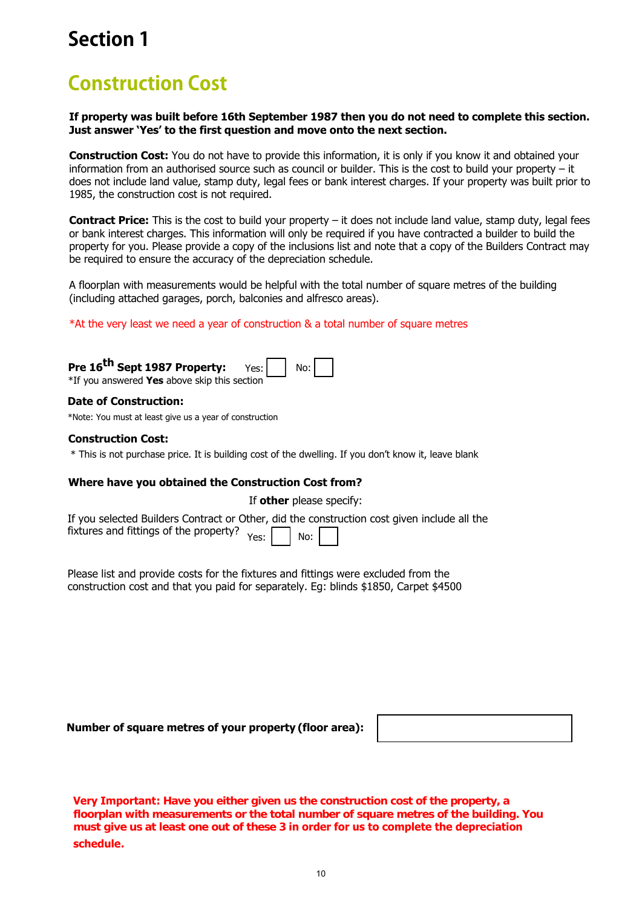# Section 1

## Construction Cost

**If property was built before 16th September 1987 then you do not need to complete this section. Just answer 'Yes' to the first question and move onto the next section.**

**Construction Cost:** You do not have to provide this information, it is only if you know it and obtained your information from an authorised source such as council or builder. This is the cost to build your property – it does not include land value, stamp duty, legal fees or bank interest charges. If your property was built prior to 1985, the construction cost is not required.

**Contract Price:** This is the cost to build your property – it does not include land value, stamp duty, legal fees or bank interest charges. This information will only be required if you have contracted a builder to build the property for you. Please provide a copy of the inclusions list and note that a copy of the Builders Contract may be required to ensure the accuracy of the depreciation schedule.

A floorplan with measurements would be helpful with the total number of square metres of the building (including attached garages, porch, balconies and alfresco areas).

*At the very least we need a year of construction & a total number of square metres

**Pre 16th Sept 1987 Property:** Yes: ☐ No: ☐

*If you answered **Yes** above skip this section

**Date of Construction:**

*Note: You must at least give us a year of construction

**Construction Cost:**

* This is not purchase price. It is building cost of the dwelling. If you don't know it, leave blank

**Where have you obtained the Construction Cost from?**

If **other** please specify:

If you selected Builders Contract or Other, did the construction cost given include all the fixtures and fittings of the property? Yes: ☐ No: ☐

Please list and provide costs for the fixtures and fittings were excluded from the construction cost and that you paid for separately. Eg: blinds $1850, Carpet $4500

**Number of square metres of your property (floor area):** ☐

**Very Important: Have you either given us the construction cost of the property, a floorplan with measurements or the total number of square metres of the building. You must give us at least one out of these 3 in order for us to complete the depreciation schedule.**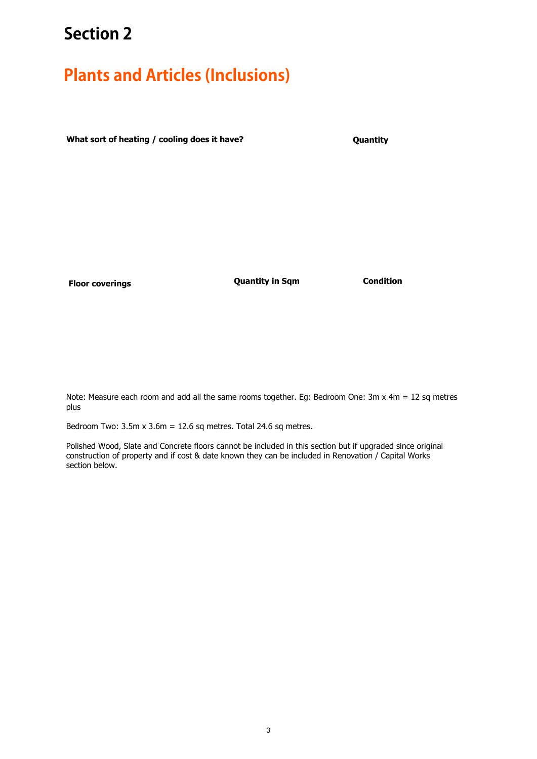# Section 2

## Plants and Articles (Inclusions)

| What sort of heating / cooling does it have? | Quantity |
| --- | --- |
| | |

| Floor coverings | Quantity in Sqm | Condition |
| --- | --- | --- |
| | | |

Note: Measure each room and add all the same rooms together. Eg: Bedroom One: 3m x 4m = 12 sq metres plus

Bedroom Two: 3.5m x 3.6m = 12.6 sq metres. Total 24.6 sq metres.

Polished Wood, Slate and Concrete floors cannot be included in this section but if upgraded since original construction of property and if cost & date known they can be included in Renovation / Capital Works section below.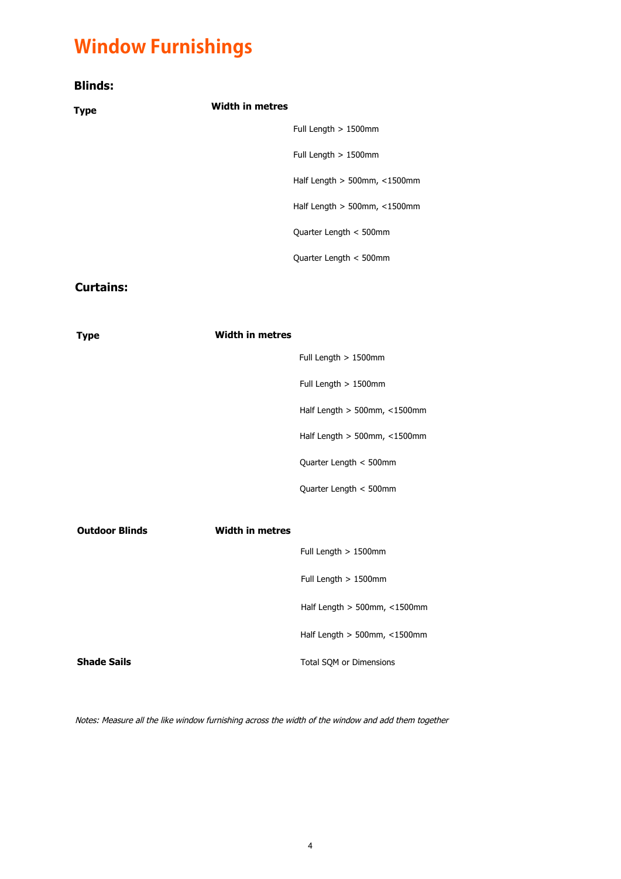# Window Furnishings

## Blinds:

| Type | Width in metres | |
|---|---|---|
| | | Full Length > 1500mm |
| | | Full Length > 1500mm |
| | | Half Length > 500mm, <1500mm |
| | | Half Length > 500mm, <1500mm |
| | | Quarter Length < 500mm |
| | | Quarter Length < 500mm |

## Curtains:

| Type | Width in metres | |
|---|---|---|
| | | Full Length > 1500mm |
| | | Full Length > 1500mm |
| | | Half Length > 500mm, <1500mm |
| | | Half Length > 500mm, <1500mm |
| | | Quarter Length < 500mm |
| | | Quarter Length < 500mm |

| Outdoor Blinds | Width in metres | |
|---|---|---|
| | | Full Length > 1500mm |
| | | Full Length > 1500mm |
| | | Half Length > 500mm, <1500mm |
| | | Half Length > 500mm, <1500mm |
| **Shade Sails** | | Total SQM or Dimensions |

*Notes: Measure all the like window furnishing across the width of the window and add them together*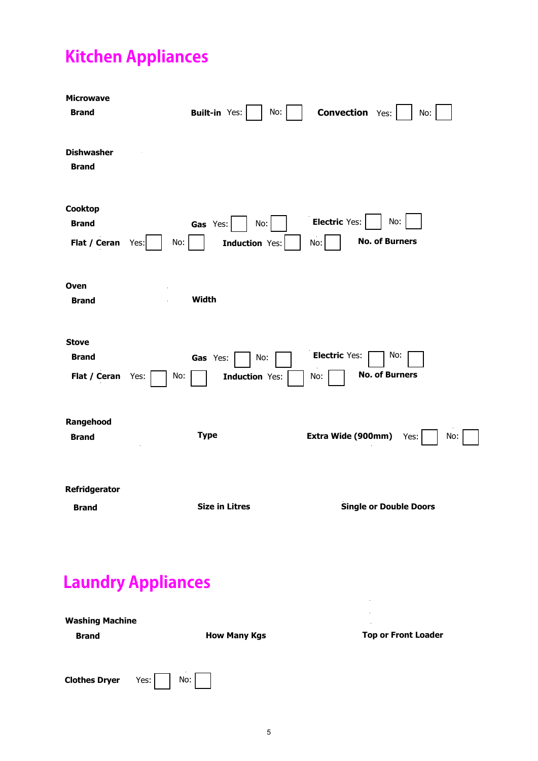# Kitchen Appliances

**Microwave**

**Brand** **Built-in** Yes: ☐ No: ☐ **Convection** Yes: ☐ No: ☐

**Dishwasher**

**Brand**

**Cooktop**

**Brand** **Gas** Yes: ☐ No: ☐ **Electric** Yes: ☐ No: ☐

**Flat / Ceran** Yes: ☐ No: ☐ **Induction** Yes: ☐ No: ☐ **No. of Burners**

**Oven**

**Brand** **Width**

**Stove**

**Brand** **Gas** Yes: ☐ No: ☐ **Electric** Yes: ☐ No: ☐

**Flat / Ceran** Yes: ☐ No: ☐ **Induction** Yes: ☐ No: ☐ **No. of Burners**

**Rangehood**

**Brand** **Type** **Extra Wide (900mm)** Yes: ☐ No: ☐

**Refridgerator**

**Brand** **Size in Litres** **Single or Double Doors**

# Laundry Appliances

**Washing Machine**

**Brand** **How Many Kgs** **Top or Front Loader**

**Clothes Dryer** Yes: ☐ No: ☐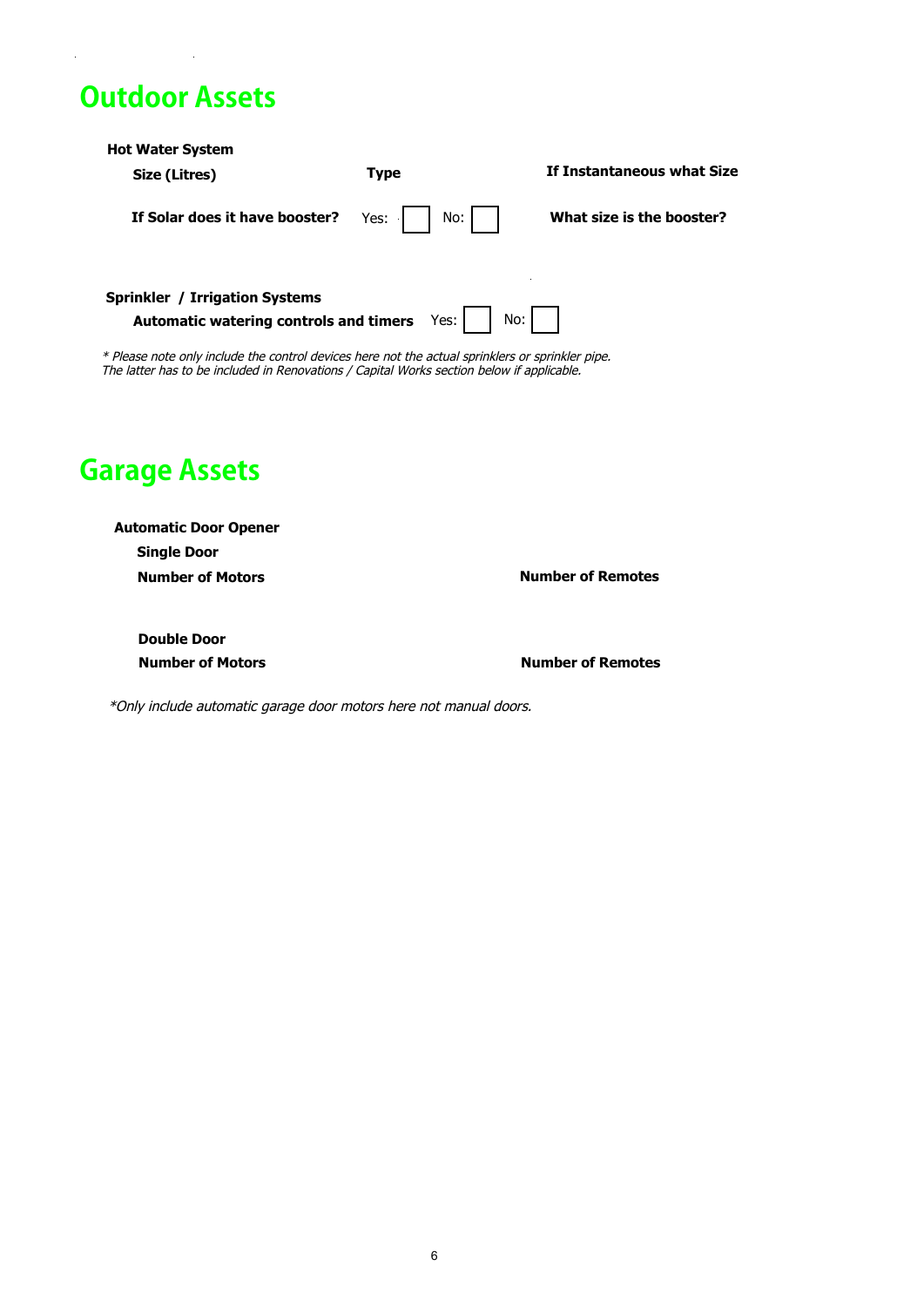# Outdoor Assets

**Hot Water System**

**Size (Litres)** **Type** **If Instantaneous what Size**

**If Solar does it have booster?** Yes: ☐ No: ☐ **What size is the booster?**

**Sprinkler / Irrigation Systems**

**Automatic watering controls and timers** Yes: ☐ No: ☐

*\* Please note only include the control devices here not the actual sprinklers or sprinkler pipe. The latter has to be included in Renovations / Capital Works section below if applicable.*

# Garage Assets

**Automatic Door Opener**

**Single Door**

**Number of Motors** **Number of Remotes**

**Double Door**

**Number of Motors** **Number of Remotes**

*\*Only include automatic garage door motors here not manual doors.*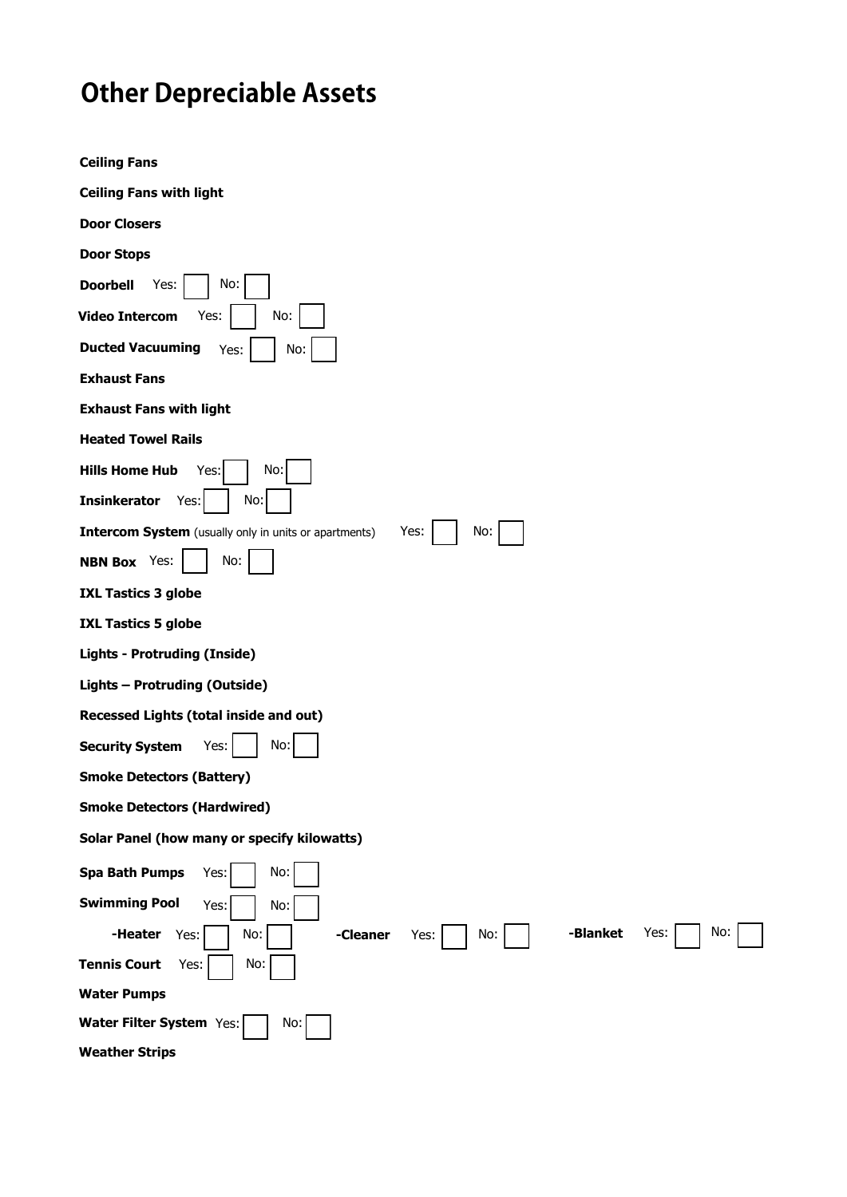# Other Depreciable Assets

**Ceiling Fans**

**Ceiling Fans with light**

**Door Closers**

**Door Stops**

**Doorbell** Yes: ☐ No: ☐

**Video Intercom** Yes: ☐ No: ☐

**Ducted Vacuuming** Yes: ☐ No: ☐

**Exhaust Fans**

**Exhaust Fans with light**

**Heated Towel Rails**

**Hills Home Hub** Yes: ☐ No: ☐

**Insinkerator** Yes: ☐ No: ☐

**Intercom System** (usually only in units or apartments) Yes: ☐ No: ☐

**NBN Box** Yes: ☐ No: ☐

**IXL Tastics 3 globe**

**IXL Tastics 5 globe**

**Lights - Protruding (Inside)**

**Lights – Protruding (Outside)**

**Recessed Lights (total inside and out)**

**Security System** Yes: ☐ No: ☐

**Smoke Detectors (Battery)**

**Smoke Detectors (Hardwired)**

**Solar Panel (how many or specify kilowatts)**

**Spa Bath Pumps** Yes: ☐ No: ☐

**Swimming Pool** Yes: ☐ No: ☐

**-Heater** Yes: ☐ No: ☐ **-Cleaner** Yes: ☐ No: ☐ **-Blanket** Yes: ☐ No: ☐

**Tennis Court** Yes: ☐ No: ☐

**Water Pumps**

**Water Filter System** Yes: ☐ No: ☐

**Weather Strips**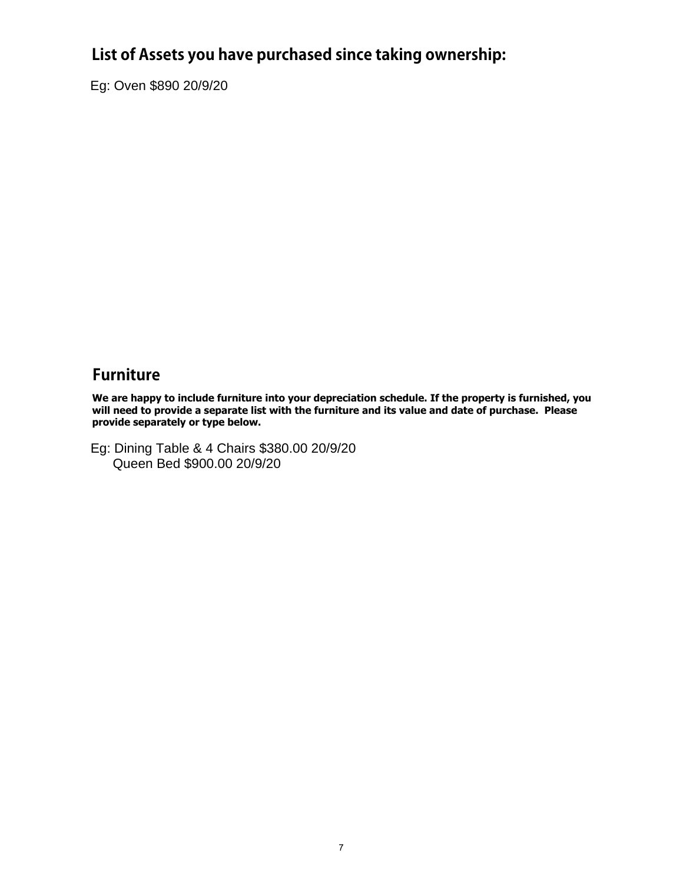## List of Assets you have purchased since taking ownership:

Eg: Oven $890 20/9/20

## Furniture

**We are happy to include furniture into your depreciation schedule. If the property is furnished, you will need to provide a separate list with the furniture and its value and date of purchase. Please provide separately or type below.**

Eg: Dining Table & 4 Chairs $380.00 20/9/20
Queen Bed $900.00 20/9/20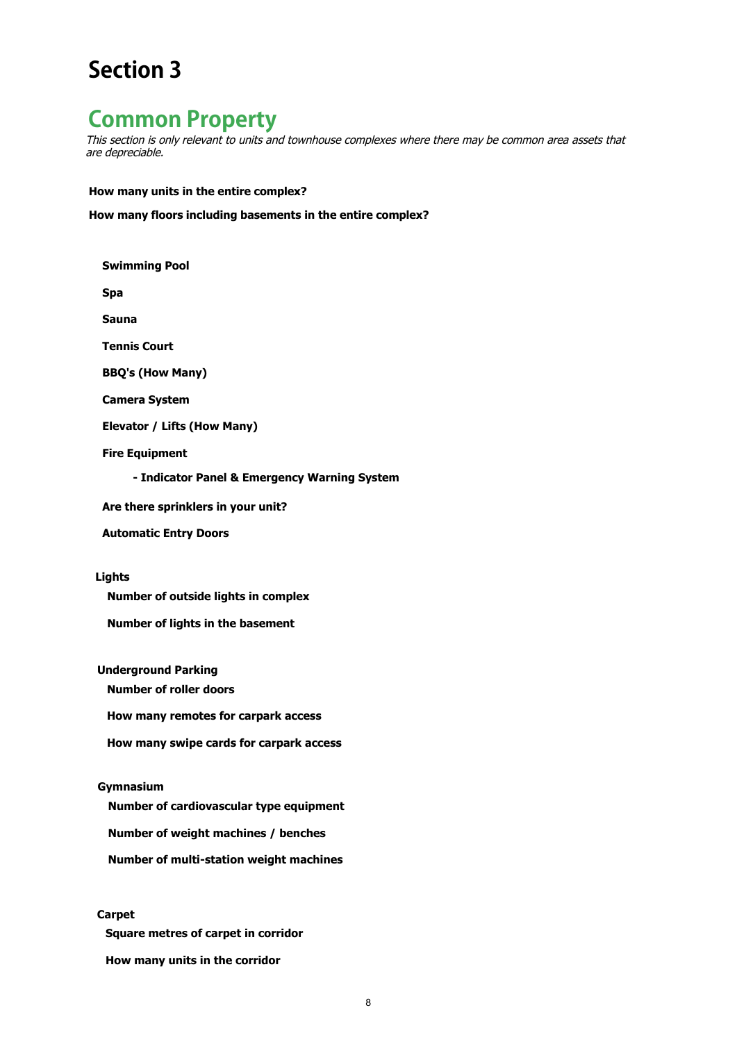# Section 3

## Common Property

*This section is only relevant to units and townhouse complexes where there may be common area assets that are depreciable.*

**How many units in the entire complex?**

**How many floors including basements in the entire complex?**

**Swimming Pool**

**Spa**

**Sauna**

**Tennis Court**

**BBQ's (How Many)**

**Camera System**

**Elevator / Lifts (How Many)**

**Fire Equipment**

**- Indicator Panel & Emergency Warning System**

**Are there sprinklers in your unit?**

**Automatic Entry Doors**

**Lights**

**Number of outside lights in complex**

**Number of lights in the basement**

**Underground Parking**

**Number of roller doors**

**How many remotes for carpark access**

**How many swipe cards for carpark access**

**Gymnasium**

**Number of cardiovascular type equipment**

**Number of weight machines / benches**

**Number of multi-station weight machines**

**Carpet**

**Square metres of carpet in corridor**

**How many units in the corridor**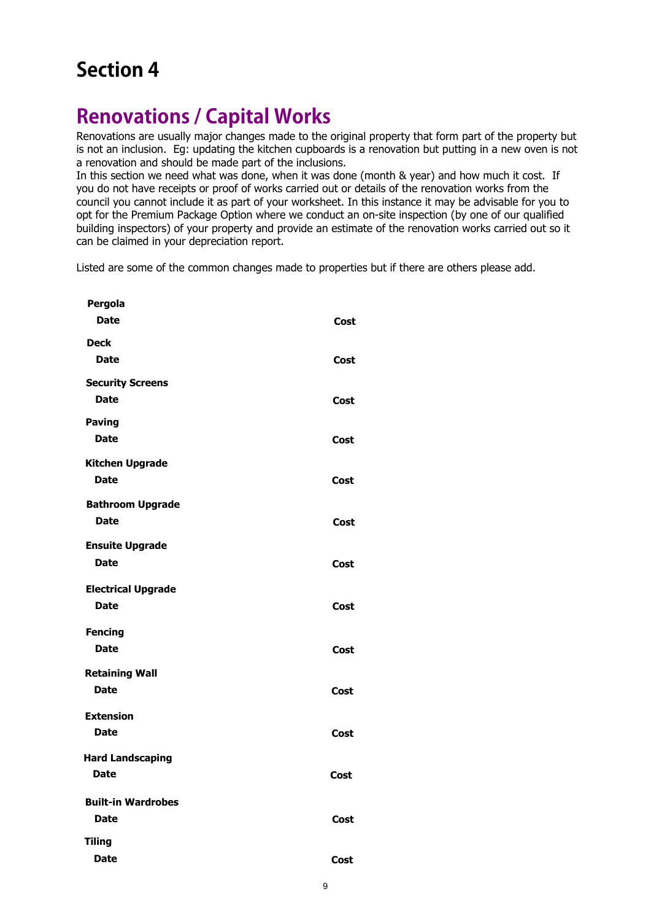# Section 4

## Renovations / Capital Works

Renovations are usually major changes made to the original property that form part of the property but is not an inclusion. Eg: updating the kitchen cupboards is a renovation but putting in a new oven is not a renovation and should be made part of the inclusions.
In this section we need what was done, when it was done (month & year) and how much it cost. If you do not have receipts or proof of works carried out or details of the renovation works from the council you cannot include it as part of your worksheet. In this instance it may be advisable for you to opt for the Premium Package Option where we conduct an on-site inspection (by one of our qualified building inspectors) of your property and provide an estimate of the renovation works carried out so it can be claimed in your depreciation report.

Listed are some of the common changes made to properties but if there are others please add.

**Pergola**
**Date** **Cost**

**Deck**
**Date** **Cost**

**Security Screens**
**Date** **Cost**

**Paving**
**Date** **Cost**

**Kitchen Upgrade**
**Date** **Cost**

**Bathroom Upgrade**
**Date** **Cost**

**Ensuite Upgrade**
**Date** **Cost**

**Electrical Upgrade**
**Date** **Cost**

**Fencing**
**Date** **Cost**

**Retaining Wall**
**Date** **Cost**

**Extension**
**Date** **Cost**

**Hard Landscaping**
**Date** **Cost**

**Built-in Wardrobes**
**Date** **Cost**

**Tiling**
**Date** **Cost**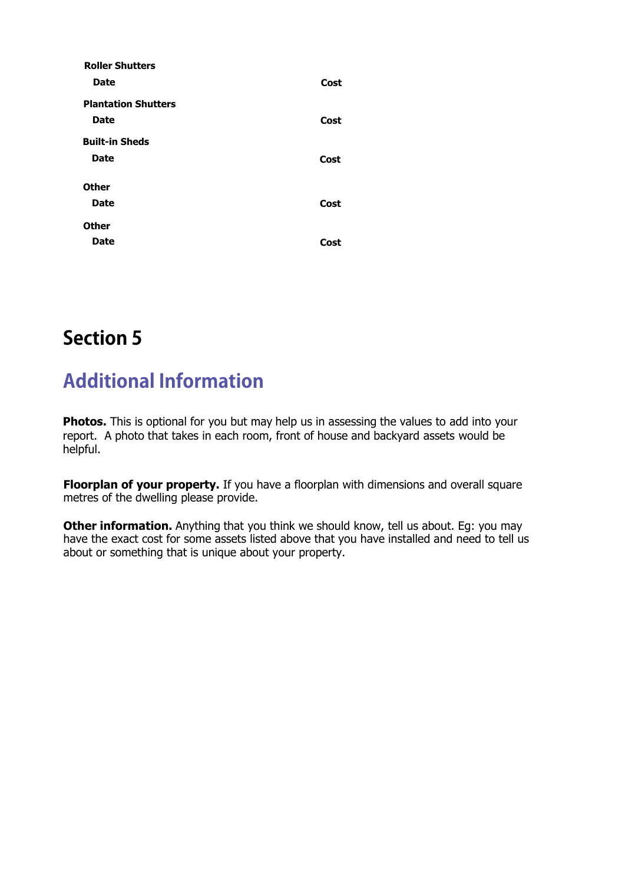**Roller Shutters**

| **Date** | **Cost** |
|---|---|

**Plantation Shutters**

| **Date** | **Cost** |
|---|---|

**Built-in Sheds**

| **Date** | **Cost** |
|---|---|

**Other**

| **Date** | **Cost** |
|---|---|

**Other**

| **Date** | **Cost** |
|---|---|

# Section 5

## Additional Information

**Photos.** This is optional for you but may help us in assessing the values to add into your report. A photo that takes in each room, front of house and backyard assets would be helpful.

**Floorplan of your property.** If you have a floorplan with dimensions and overall square metres of the dwelling please provide.

**Other information.** Anything that you think we should know, tell us about. Eg: you may have the exact cost for some assets listed above that you have installed and need to tell us about or something that is unique about your property.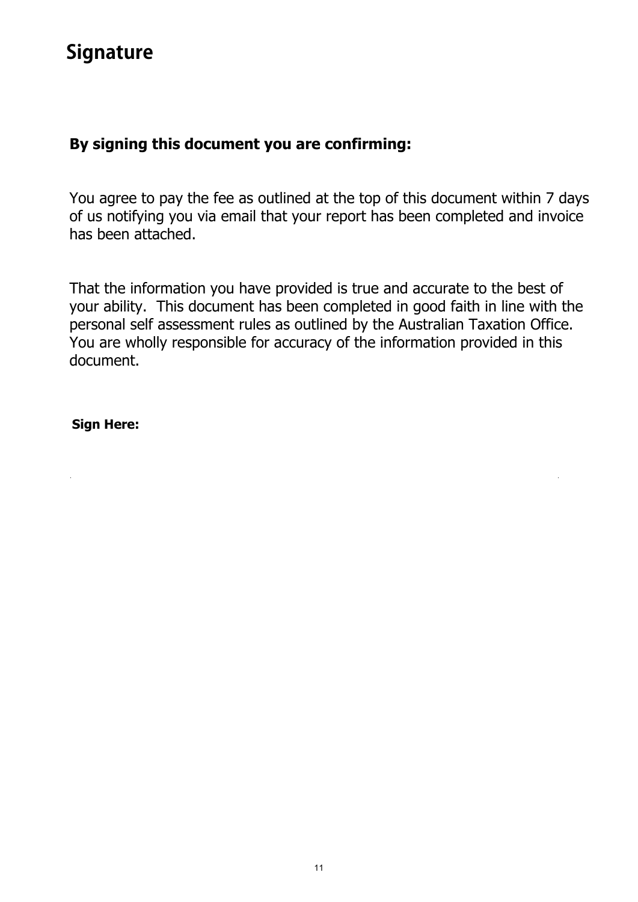# Signature

**By signing this document you are confirming:**

You agree to pay the fee as outlined at the top of this document within 7 days of us notifying you via email that your report has been completed and invoice has been attached.

That the information you have provided is true and accurate to the best of your ability. This document has been completed in good faith in line with the personal self assessment rules as outlined by the Australian Taxation Office. You are wholly responsible for accuracy of the information provided in this document.

**Sign Here:**